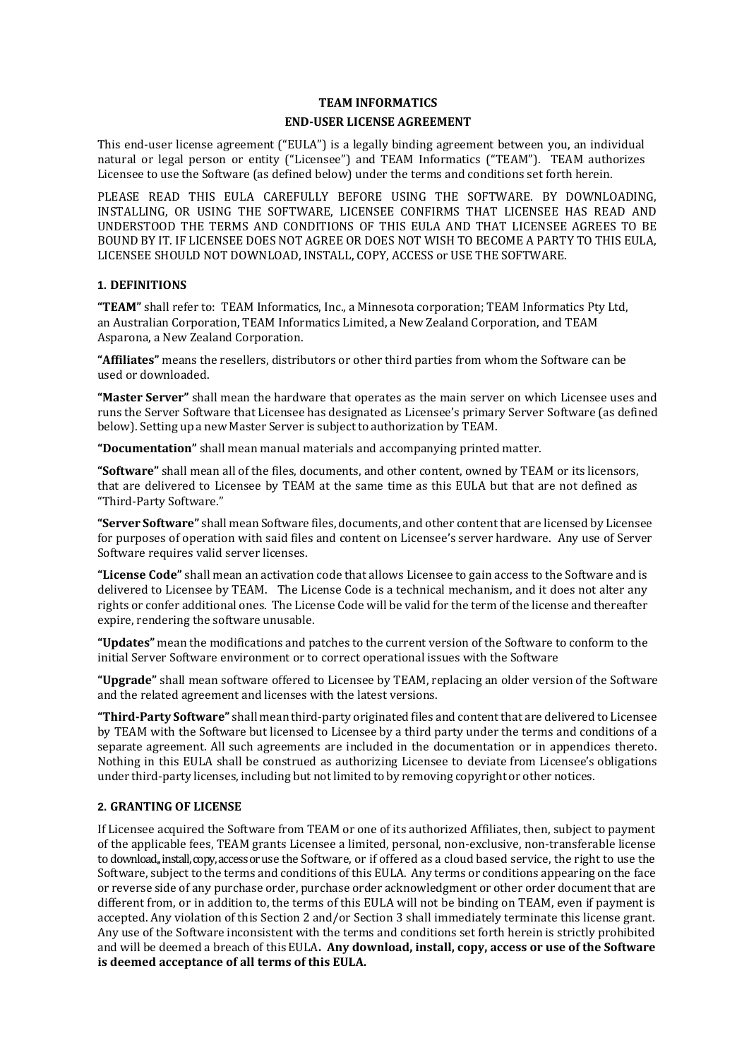**TEAM INFORMATICS**

**END-USER LICENSE AGREEMENT**

This end-user license agreement ("EULA") is a legally binding agreement between you, an individual natural or legal person or entity ("Licensee") and TEAM Informatics ("TEAM"). TEAM authorizes Licensee to use the Software (as defined below) under the terms and conditions set forth herein.

PLEASE READ THIS EULA CAREFULLY BEFORE USING THE SOFTWARE. BY DOWNLOADING, INSTALLING, OR USING THE SOFTWARE, LICENSEE CONFIRMS THAT LICENSEE HAS READ AND UNDERSTOOD THE TERMS AND CONDITIONS OF THIS EULA AND THAT LICENSEE AGREES TO BE BOUND BY IT. IF LICENSEE DOES NOT AGREE OR DOES NOT WISH TO BECOME A PARTY TO THIS EULA, LICENSEE SHOULD NOT DOWNLOAD, INSTALL, COPY, ACCESS or USE THE SOFTWARE.

## 1. DEFINITIONS

**"TEAM"** shall refer to: TEAM Informatics, Inc., a Minnesota corporation; TEAM Informatics Pty Ltd, an Australian Corporation, TEAM Informatics Limited, a New Zealand Corporation, and TEAM Asparona, a New Zealand Corporation.

**"Affiliates"** means the resellers, distributors or other third parties from whom the Software can be used or downloaded.

**"Master Server"** shall mean the hardware that operates as the main server on which Licensee uses and runs the Server Software that Licensee has designated as Licensee's primary Server Software (as defined below). Setting up a new Master Server is subject to authorization by TEAM.

**"Documentation"** shall mean manual materials and accompanying printed matter.

**"Software"** shall mean all of the files, documents, and other content, owned by TEAM or its licensors, that are delivered to Licensee by TEAM at the same time as this EULA but that are not defined as "Third-Party Software."

**"Server Software"** shall mean Software files, documents, and other content that are licensed by Licensee for purposes of operation with said files and content on Licensee's server hardware. Any use of Server Software requires valid server licenses.

**"License Code"** shall mean an activation code that allows Licensee to gain access to the Software and is delivered to Licensee by TEAM. The License Code is a technical mechanism, and it does not alter any rights or confer additional ones. The License Code will be valid for the term of the license and thereafter expire, rendering the software unusable.

**"Updates"** mean the modifications and patches to the current version of the Software to conform to the initial Server Software environment or to correct operational issues with the Software

**"Upgrade"** shall mean software offered to Licensee by TEAM, replacing an older version of the Software and the related agreement and licenses with the latest versions.

**"Third-Party Software"** shall mean third-party originated files and content that are delivered to Licensee by TEAM with the Software but licensed to Licensee by a third party under the terms and conditions of a separate agreement. All such agreements are included in the documentation or in appendices thereto. Nothing in this EULA shall be construed as authorizing Licensee to deviate from Licensee's obligations under third-party licenses, including but not limited to by removing copyright or other notices.

## 2. GRANTING OF LICENSE

If Licensee acquired the Software from TEAM or one of its authorized Affiliates, then, subject to payment of the applicable fees, TEAM grants Licensee a limited, personal, non-exclusive, non-transferable license to download,, install, copy, access or use the Software, or if offered as a cloud based service, the right to use the Software, subject to the terms and conditions of this EULA. Any terms or conditions appearing on the face or reverse side of any purchase order, purchase order acknowledgment or other order document that are different from, or in addition to, the terms of this EULA will not be binding on TEAM, even if payment is accepted. Any violation of this Section 2 and/or Section 3 shall immediately terminate this license grant. Any use of the Software inconsistent with the terms and conditions set forth herein is strictly prohibited and will be deemed a breach of this EULA. **Any download, install, copy, access or use of the Software is deemed acceptance of all terms of this EULA.**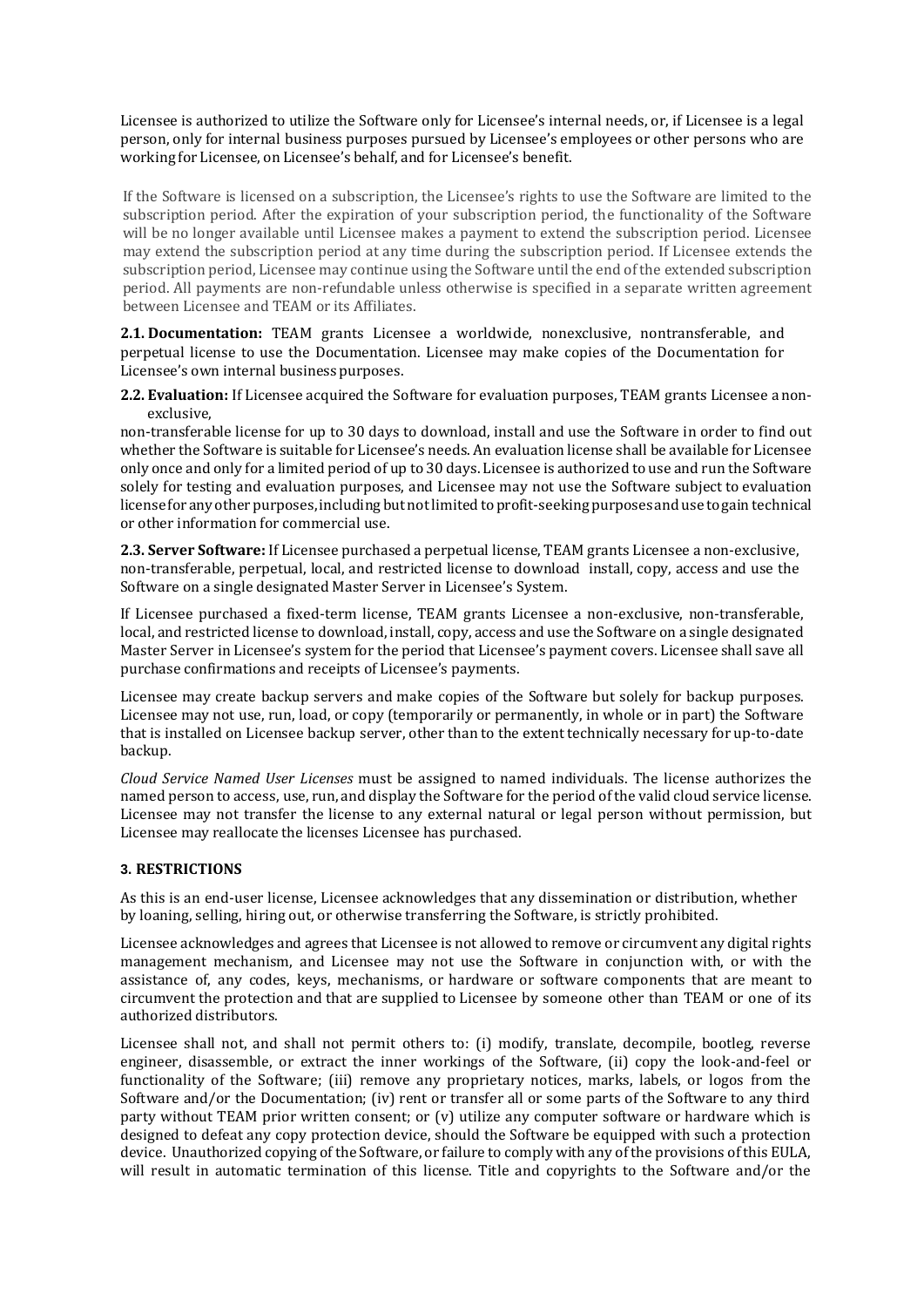Licensee is authorized to utilize the Software only for Licensee's internal needs, or, if Licensee is a legal person, only for internal business purposes pursued by Licensee's employees or other persons who are working for Licensee, on Licensee's behalf, and for Licensee's benefit.

If the Software is licensed on a subscription, the Licensee's rights to use the Software are limited to the subscription period. After the expiration of your subscription period, the functionality of the Software will be no longer available until Licensee makes a payment to extend the subscription period. Licensee may extend the subscription period at any time during the subscription period. If Licensee extends the subscription period, Licensee may continue using the Software until the end of the extended subscription period. All payments are non-refundable unless otherwise is specified in a separate written agreement between Licensee and TEAM or its Affiliates.

**2.1. Documentation:** TEAM grants Licensee a worldwide, nonexclusive, nontransferable, and perpetual license to use the Documentation. Licensee may make copies of the Documentation for Licensee's own internal business purposes.

**2.2. Evaluation:** If Licensee acquired the Software for evaluation purposes, TEAM grants Licensee a non-exclusive,
non-transferable license for up to 30 days to download, install and use the Software in order to find out whether the Software is suitable for Licensee's needs. An evaluation license shall be available for Licensee only once and only for a limited period of up to 30 days. Licensee is authorized to use and run the Software solely for testing and evaluation purposes, and Licensee may not use the Software subject to evaluation license for any other purposes, including but not limited to profit-seeking purposes and use to gain technical or other information for commercial use.

**2.3. Server Software:** If Licensee purchased a perpetual license, TEAM grants Licensee a non-exclusive, non-transferable, perpetual, local, and restricted license to download install, copy, access and use the Software on a single designated Master Server in Licensee's System.

If Licensee purchased a fixed-term license, TEAM grants Licensee a non-exclusive, non-transferable, local, and restricted license to download, install, copy, access and use the Software on a single designated Master Server in Licensee's system for the period that Licensee's payment covers. Licensee shall save all purchase confirmations and receipts of Licensee's payments.

Licensee may create backup servers and make copies of the Software but solely for backup purposes. Licensee may not use, run, load, or copy (temporarily or permanently, in whole or in part) the Software that is installed on Licensee backup server, other than to the extent technically necessary for up-to-date backup.

*Cloud Service Named User Licenses* must be assigned to named individuals. The license authorizes the named person to access, use, run, and display the Software for the period of the valid cloud service license. Licensee may not transfer the license to any external natural or legal person without permission, but Licensee may reallocate the licenses Licensee has purchased.

### 3. RESTRICTIONS

As this is an end-user license, Licensee acknowledges that any dissemination or distribution, whether by loaning, selling, hiring out, or otherwise transferring the Software, is strictly prohibited.

Licensee acknowledges and agrees that Licensee is not allowed to remove or circumvent any digital rights management mechanism, and Licensee may not use the Software in conjunction with, or with the assistance of, any codes, keys, mechanisms, or hardware or software components that are meant to circumvent the protection and that are supplied to Licensee by someone other than TEAM or one of its authorized distributors.

Licensee shall not, and shall not permit others to: (i) modify, translate, decompile, bootleg, reverse engineer, disassemble, or extract the inner workings of the Software, (ii) copy the look-and-feel or functionality of the Software; (iii) remove any proprietary notices, marks, labels, or logos from the Software and/or the Documentation; (iv) rent or transfer all or some parts of the Software to any third party without TEAM prior written consent; or (v) utilize any computer software or hardware which is designed to defeat any copy protection device, should the Software be equipped with such a protection device. Unauthorized copying of the Software, or failure to comply with any of the provisions of this EULA, will result in automatic termination of this license. Title and copyrights to the Software and/or the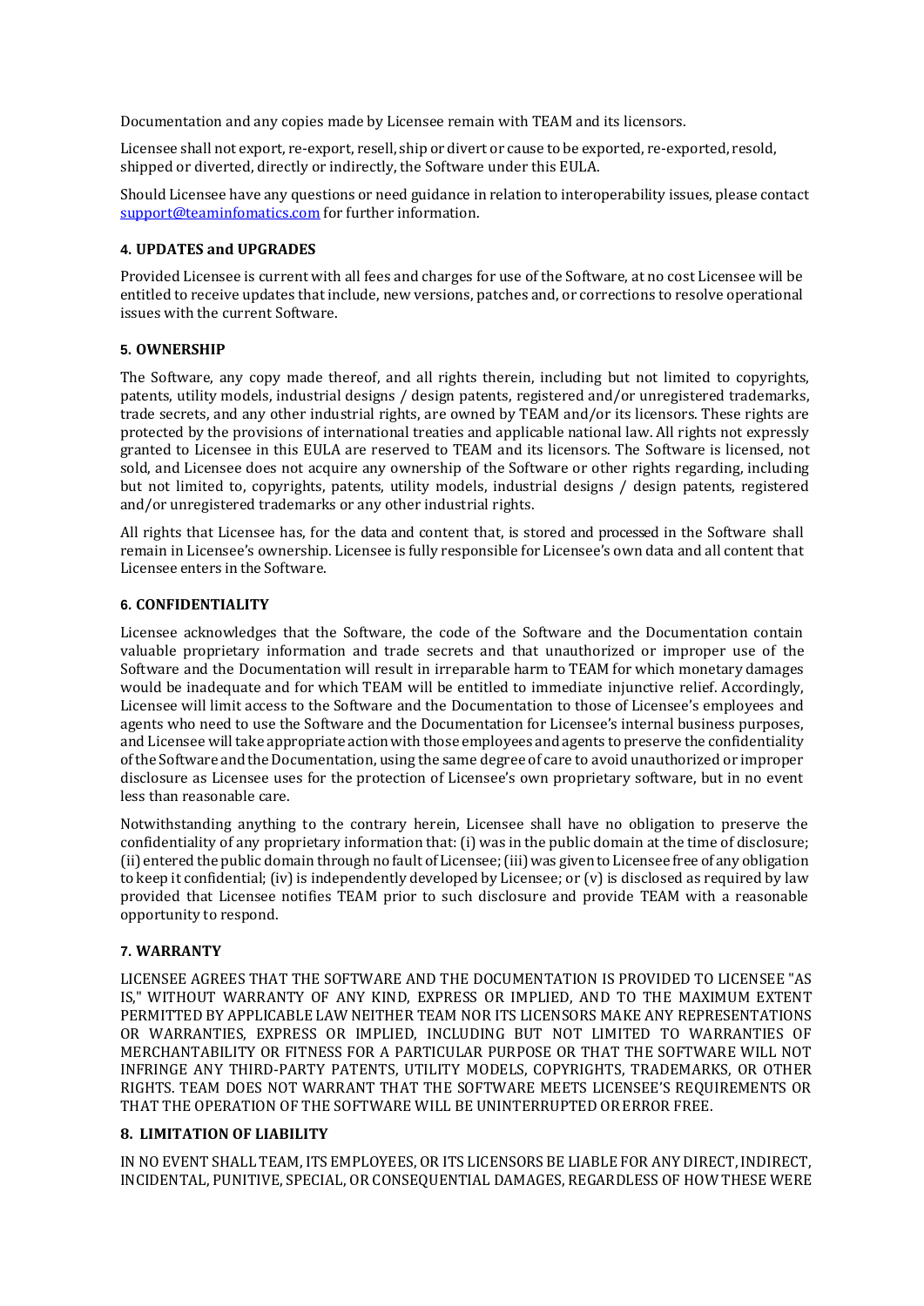Documentation and any copies made by Licensee remain with TEAM and its licensors.

Licensee shall not export, re-export, resell, ship or divert or cause to be exported, re-exported, resold, shipped or diverted, directly or indirectly, the Software under this EULA.

Should Licensee have any questions or need guidance in relation to interoperability issues, please contact [support@teaminfomatics.com](mailto:support@teaminfomatics.com) for further information.

**4. UPDATES and UPGRADES**

Provided Licensee is current with all fees and charges for use of the Software, at no cost Licensee will be entitled to receive updates that include, new versions, patches and, or corrections to resolve operational issues with the current Software.

**5. OWNERSHIP**

The Software, any copy made thereof, and all rights therein, including but not limited to copyrights, patents, utility models, industrial designs / design patents, registered and/or unregistered trademarks, trade secrets, and any other industrial rights, are owned by TEAM and/or its licensors. These rights are protected by the provisions of international treaties and applicable national law. All rights not expressly granted to Licensee in this EULA are reserved to TEAM and its licensors. The Software is licensed, not sold, and Licensee does not acquire any ownership of the Software or other rights regarding, including but not limited to, copyrights, patents, utility models, industrial designs / design patents, registered and/or unregistered trademarks or any other industrial rights.

All rights that Licensee has, for the data and content that, is stored and processed in the Software shall remain in Licensee's ownership. Licensee is fully responsible for Licensee's own data and all content that Licensee enters in the Software.

**6. CONFIDENTIALITY**

Licensee acknowledges that the Software, the code of the Software and the Documentation contain valuable proprietary information and trade secrets and that unauthorized or improper use of the Software and the Documentation will result in irreparable harm to TEAM for which monetary damages would be inadequate and for which TEAM will be entitled to immediate injunctive relief. Accordingly, Licensee will limit access to the Software and the Documentation to those of Licensee's employees and agents who need to use the Software and the Documentation for Licensee's internal business purposes, and Licensee will take appropriate action with those employees and agents to preserve the confidentiality of the Software and the Documentation, using the same degree of care to avoid unauthorized or improper disclosure as Licensee uses for the protection of Licensee's own proprietary software, but in no event less than reasonable care.

Notwithstanding anything to the contrary herein, Licensee shall have no obligation to preserve the confidentiality of any proprietary information that: (i) was in the public domain at the time of disclosure; (ii) entered the public domain through no fault of Licensee; (iii) was given to Licensee free of any obligation to keep it confidential; (iv) is independently developed by Licensee; or (v) is disclosed as required by law provided that Licensee notifies TEAM prior to such disclosure and provide TEAM with a reasonable opportunity to respond.

**7. WARRANTY**

LICENSEE AGREES THAT THE SOFTWARE AND THE DOCUMENTATION IS PROVIDED TO LICENSEE "AS IS," WITHOUT WARRANTY OF ANY KIND, EXPRESS OR IMPLIED, AND TO THE MAXIMUM EXTENT PERMITTED BY APPLICABLE LAW NEITHER TEAM NOR ITS LICENSORS MAKE ANY REPRESENTATIONS OR WARRANTIES, EXPRESS OR IMPLIED, INCLUDING BUT NOT LIMITED TO WARRANTIES OF MERCHANTABILITY OR FITNESS FOR A PARTICULAR PURPOSE OR THAT THE SOFTWARE WILL NOT INFRINGE ANY THIRD-PARTY PATENTS, UTILITY MODELS, COPYRIGHTS, TRADEMARKS, OR OTHER RIGHTS. TEAM DOES NOT WARRANT THAT THE SOFTWARE MEETS LICENSEE'S REQUIREMENTS OR THAT THE OPERATION OF THE SOFTWARE WILL BE UNINTERRUPTED OR ERROR FREE.

**8. LIMITATION OF LIABILITY**

IN NO EVENT SHALL TEAM, ITS EMPLOYEES, OR ITS LICENSORS BE LIABLE FOR ANY DIRECT, INDIRECT, INCIDENTAL, PUNITIVE, SPECIAL, OR CONSEQUENTIAL DAMAGES, REGARDLESS OF HOW THESE WERE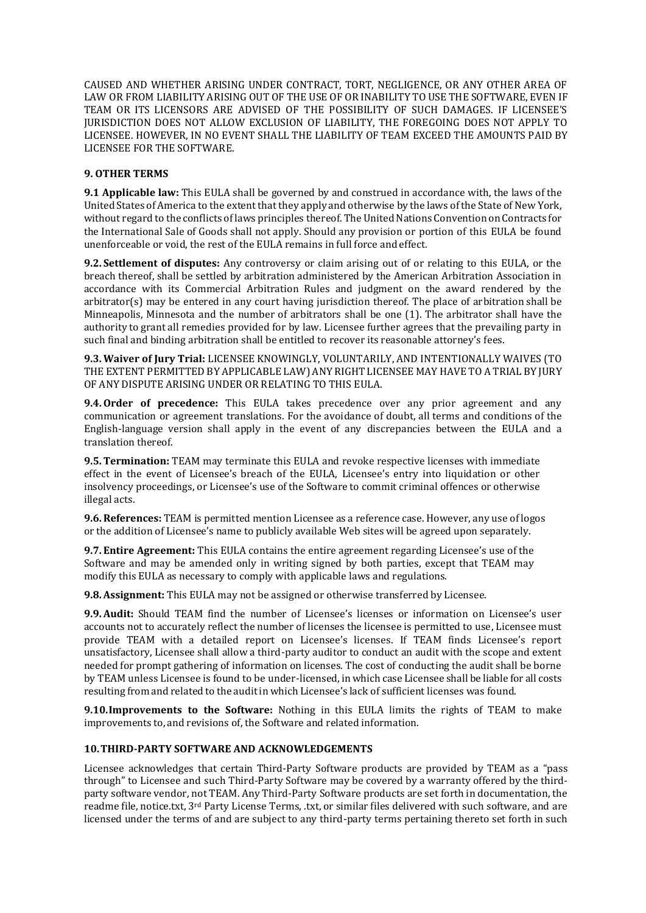CAUSED AND WHETHER ARISING UNDER CONTRACT, TORT, NEGLIGENCE, OR ANY OTHER AREA OF LAW OR FROM LIABILITY ARISING OUT OF THE USE OF OR INABILITY TO USE THE SOFTWARE, EVEN IF TEAM OR ITS LICENSORS ARE ADVISED OF THE POSSIBILITY OF SUCH DAMAGES. IF LICENSEE'S JURISDICTION DOES NOT ALLOW EXCLUSION OF LIABILITY, THE FOREGOING DOES NOT APPLY TO LICENSEE. HOWEVER, IN NO EVENT SHALL THE LIABILITY OF TEAM EXCEED THE AMOUNTS PAID BY LICENSEE FOR THE SOFTWARE.

### 9. OTHER TERMS

**9.1 Applicable law:** This EULA shall be governed by and construed in accordance with, the laws of the United States of America to the extent that they apply and otherwise by the laws of the State of New York, without regard to the conflicts of laws principles thereof. The United Nations Convention on Contracts for the International Sale of Goods shall not apply. Should any provision or portion of this EULA be found unenforceable or void, the rest of the EULA remains in full force and effect.

**9.2. Settlement of disputes:** Any controversy or claim arising out of or relating to this EULA, or the breach thereof, shall be settled by arbitration administered by the American Arbitration Association in accordance with its Commercial Arbitration Rules and judgment on the award rendered by the arbitrator(s) may be entered in any court having jurisdiction thereof. The place of arbitration shall be Minneapolis, Minnesota and the number of arbitrators shall be one (1). The arbitrator shall have the authority to grant all remedies provided for by law. Licensee further agrees that the prevailing party in such final and binding arbitration shall be entitled to recover its reasonable attorney's fees.

**9.3. Waiver of Jury Trial:** LICENSEE KNOWINGLY, VOLUNTARILY, AND INTENTIONALLY WAIVES (TO THE EXTENT PERMITTED BY APPLICABLE LAW) ANY RIGHT LICENSEE MAY HAVE TO A TRIAL BY JURY OF ANY DISPUTE ARISING UNDER OR RELATING TO THIS EULA.

**9.4. Order of precedence:** This EULA takes precedence over any prior agreement and any communication or agreement translations. For the avoidance of doubt, all terms and conditions of the English-language version shall apply in the event of any discrepancies between the EULA and a translation thereof.

**9.5. Termination:** TEAM may terminate this EULA and revoke respective licenses with immediate effect in the event of Licensee's breach of the EULA, Licensee's entry into liquidation or other insolvency proceedings, or Licensee's use of the Software to commit criminal offences or otherwise illegal acts.

**9.6. References:** TEAM is permitted mention Licensee as a reference case. However, any use of logos or the addition of Licensee's name to publicly available Web sites will be agreed upon separately.

**9.7. Entire Agreement:** This EULA contains the entire agreement regarding Licensee's use of the Software and may be amended only in writing signed by both parties, except that TEAM may modify this EULA as necessary to comply with applicable laws and regulations.

**9.8. Assignment:** This EULA may not be assigned or otherwise transferred by Licensee.

**9.9. Audit:** Should TEAM find the number of Licensee's licenses or information on Licensee's user accounts not to accurately reflect the number of licenses the licensee is permitted to use, Licensee must provide TEAM with a detailed report on Licensee's licenses. If TEAM finds Licensee's report unsatisfactory, Licensee shall allow a third-party auditor to conduct an audit with the scope and extent needed for prompt gathering of information on licenses. The cost of conducting the audit shall be borne by TEAM unless Licensee is found to be under-licensed, in which case Licensee shall be liable for all costs resulting from and related to the audit in which Licensee's lack of sufficient licenses was found.

**9.10.Improvements to the Software:** Nothing in this EULA limits the rights of TEAM to make improvements to, and revisions of, the Software and related information.

### 10. THIRD-PARTY SOFTWARE AND ACKNOWLEDGEMENTS

Licensee acknowledges that certain Third-Party Software products are provided by TEAM as a "pass through" to Licensee and such Third-Party Software may be covered by a warranty offered by the third-party software vendor, not TEAM. Any Third-Party Software products are set forth in documentation, the readme file, notice.txt, 3rd Party License Terms, .txt, or similar files delivered with such software, and are licensed under the terms of and are subject to any third-party terms pertaining thereto set forth in such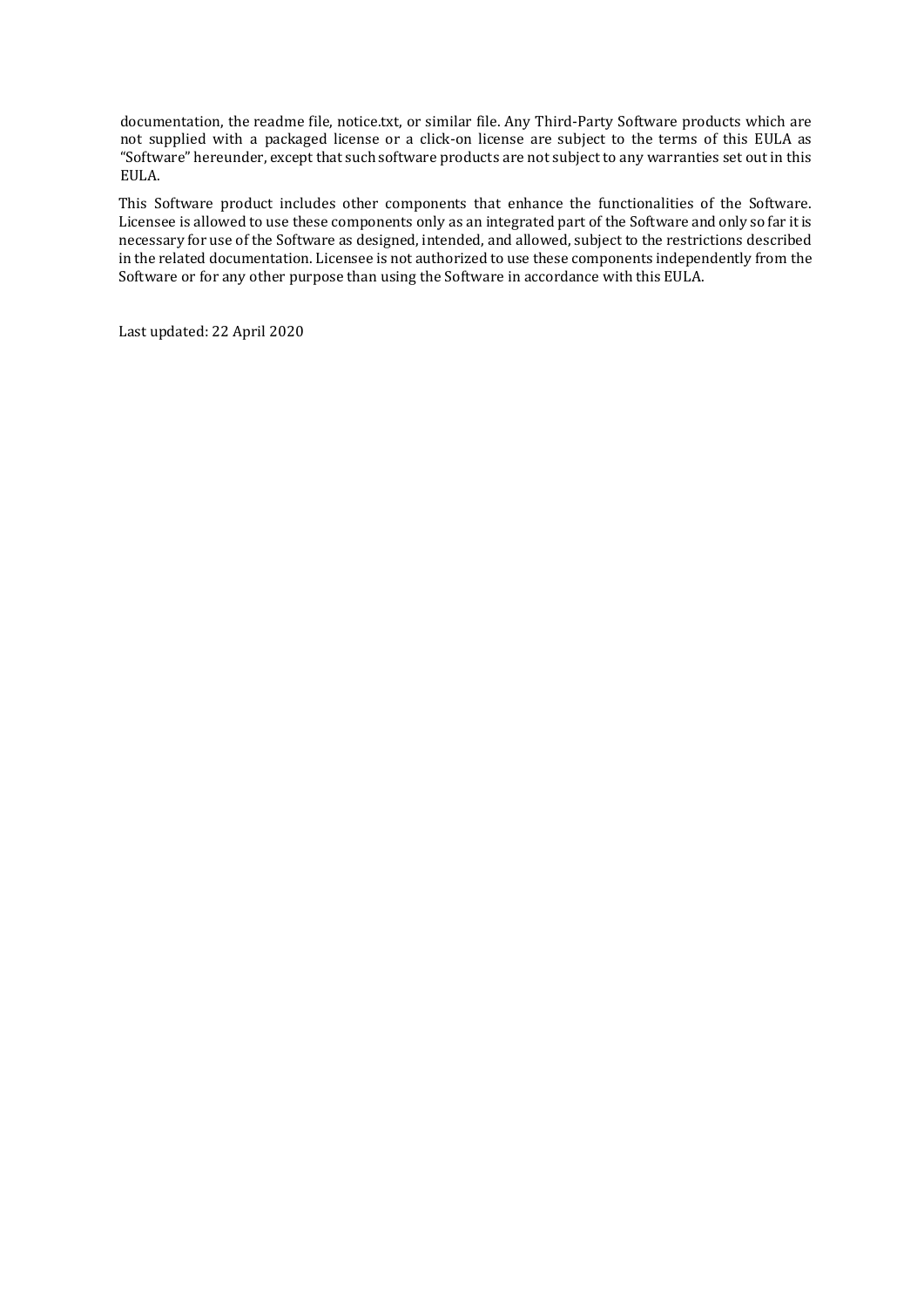documentation, the readme file, notice.txt, or similar file. Any Third-Party Software products which are not supplied with a packaged license or a click-on license are subject to the terms of this EULA as "Software" hereunder, except that such software products are not subject to any warranties set out in this EULA.

This Software product includes other components that enhance the functionalities of the Software. Licensee is allowed to use these components only as an integrated part of the Software and only so far it is necessary for use of the Software as designed, intended, and allowed, subject to the restrictions described in the related documentation. Licensee is not authorized to use these components independently from the Software or for any other purpose than using the Software in accordance with this EULA.

Last updated: 22 April 2020